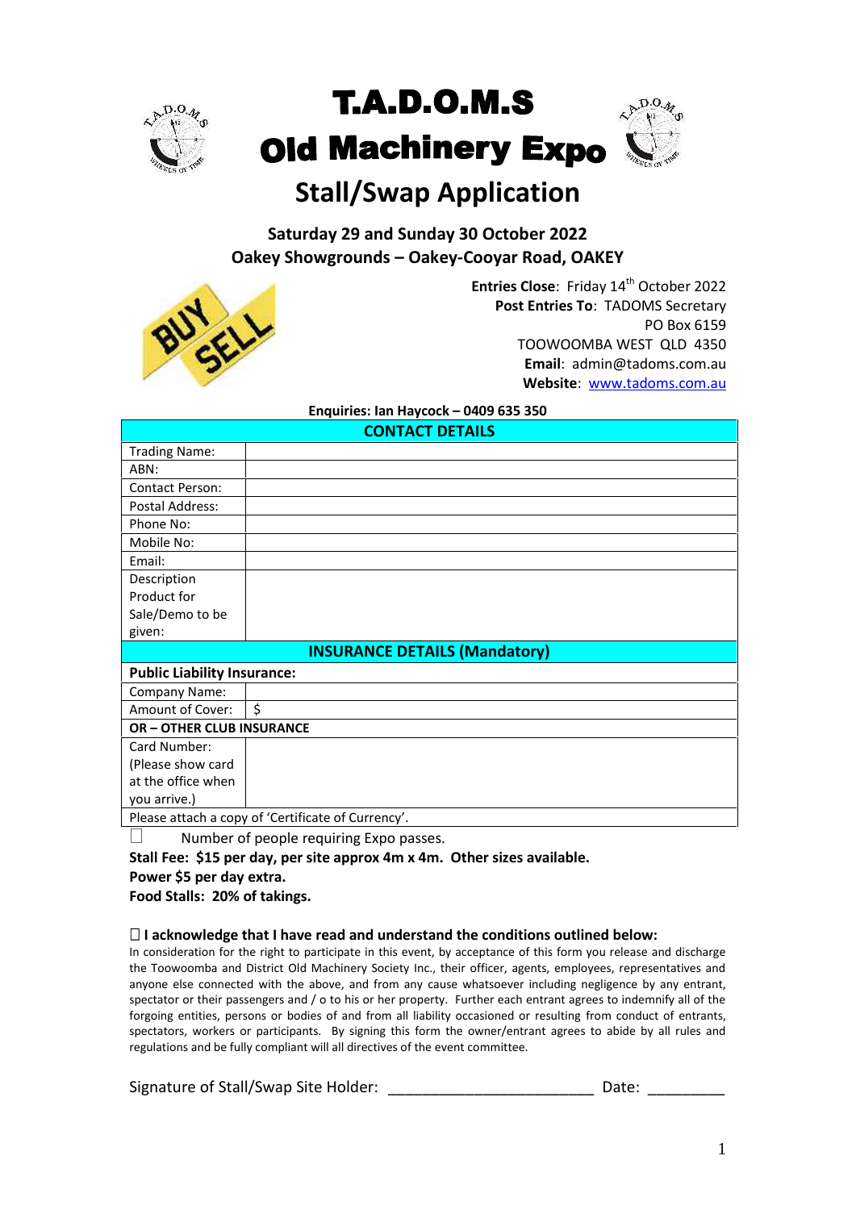# T.A.D.O.M.S

# Old Machinery Expo

## Stall/Swap Application

**Saturday 29 and Sunday 30 October 2022**
**Oakey Showgrounds – Oakey-Cooyar Road, OAKEY**

**Entries Close**: Friday 14th October 2022
**Post Entries To**: TADOMS Secretary
PO Box 6159
TOOWOOMBA WEST QLD 4350
**Email**: admin@tadoms.com.au
**Website**: www.tadoms.com.au

**Enquiries: Ian Haycock – 0409 635 350**

| **CONTACT DETAILS** | |
|---|---|
| Trading Name: | |
| ABN: | |
| Contact Person: | |
| Postal Address: | |
| Phone No: | |
| Mobile No: | |
| Email: | |
| Description Product for Sale/Demo to be given: | |
| **INSURANCE DETAILS (Mandatory)** | |
| **Public Liability Insurance:** | |
| Company Name: | |
| Amount of Cover: | $ |
| **OR – OTHER CLUB INSURANCE** | |
| Card Number: (Please show card at the office when you arrive.) | |
| Please attach a copy of 'Certificate of Currency'. | |

☐ Number of people requiring Expo passes.

**Stall Fee: $15 per day, per site approx 4m x 4m. Other sizes available.**
**Power $5 per day extra.**
**Food Stalls: 20% of takings.**

**☐ I acknowledge that I have read and understand the conditions outlined below:**

In consideration for the right to participate in this event, by acceptance of this form you release and discharge the Toowoomba and District Old Machinery Society Inc., their officer, agents, employees, representatives and anyone else connected with the above, and from any cause whatsoever including negligence by any entrant, spectator or their passengers and / o to his or her property. Further each entrant agrees to indemnify all of the forgoing entities, persons or bodies of and from all liability occasioned or resulting from conduct of entrants, spectators, workers or participants. By signing this form the owner/entrant agrees to abide by all rules and regulations and be fully compliant will all directives of the event committee.

Signature of Stall/Swap Site Holder: ________________________ Date: _________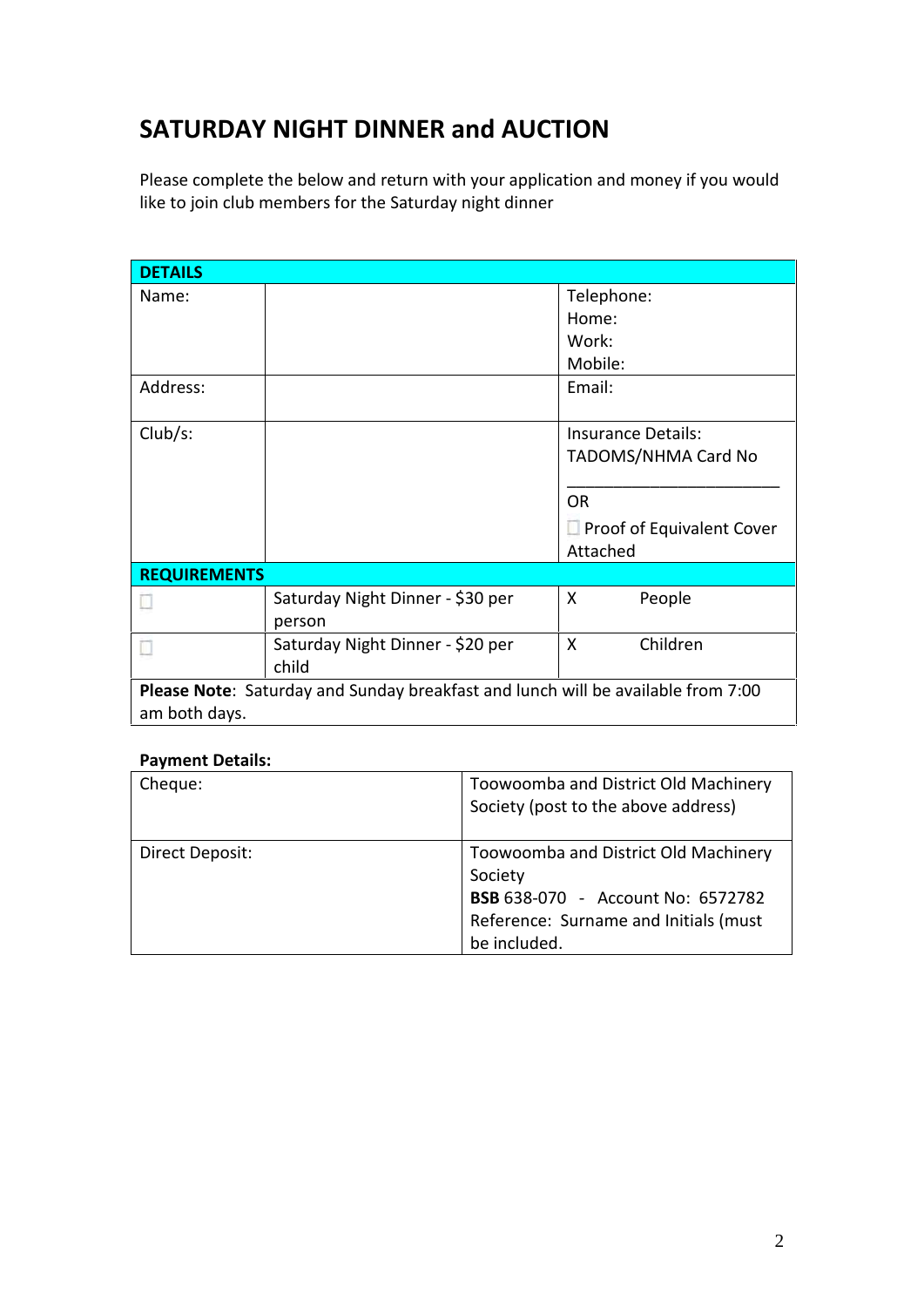## SATURDAY NIGHT DINNER and AUCTION

Please complete the below and return with your application and money if you would like to join club members for the Saturday night dinner

| DETAILS | | |
|---|---|---|
| Name: | | Telephone:<br>Home:<br>Work:<br>Mobile: |
| Address: | | Email: |
| Club/s: | | Insurance Details:<br>TADOMS/NHMA Card No<br>________________________<br>OR<br>☐ Proof of Equivalent Cover Attached |
| **REQUIREMENTS** | | |
| ☐ | Saturday Night Dinner - $30 per person | X People |
| ☐ | Saturday Night Dinner - $20 per child | X Children |
| **Please Note**: Saturday and Sunday breakfast and lunch will be available from 7:00 am both days. | | |

**Payment Details:**

| | |
|---|---|
| Cheque: | Toowoomba and District Old Machinery Society (post to the above address) |
| Direct Deposit: | Toowoomba and District Old Machinery Society<br>**BSB** 638-070 - Account No: 6572782<br>Reference: Surname and Initials (must be included. |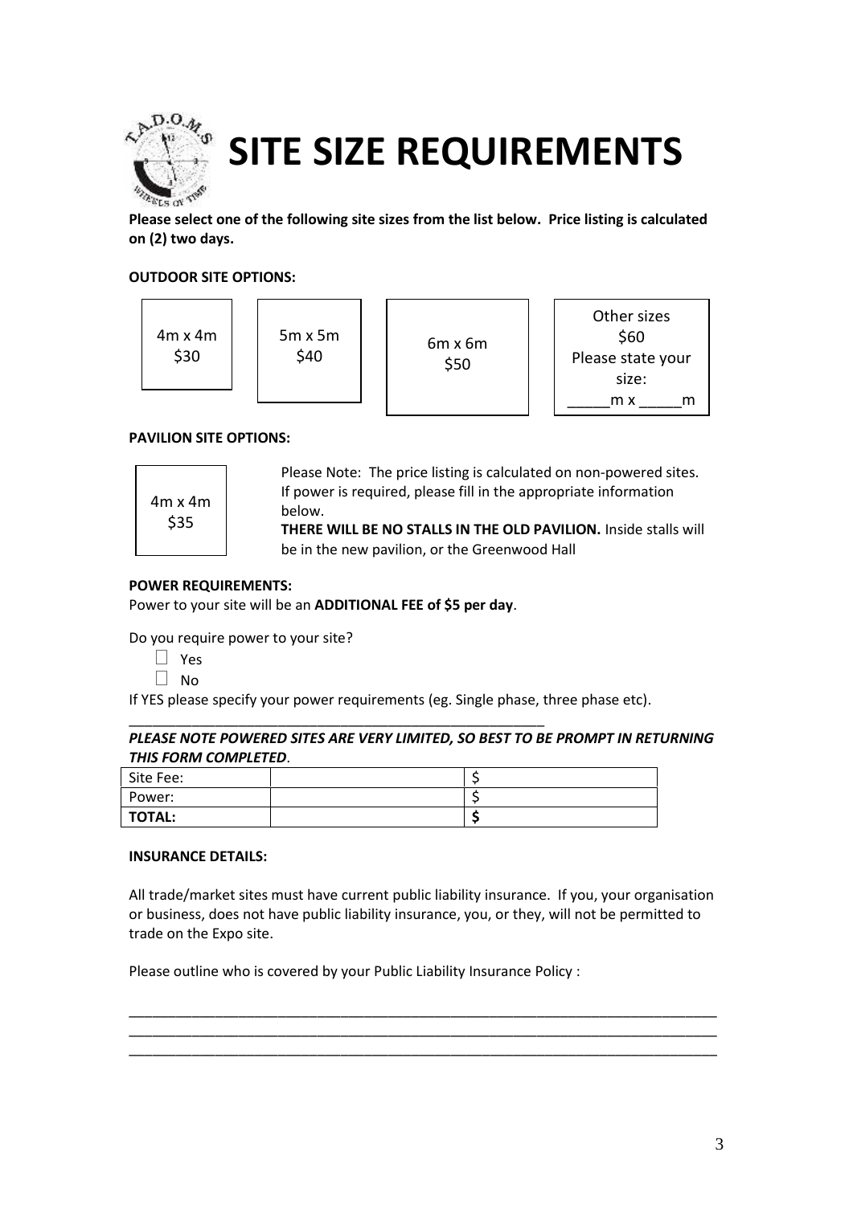# SITE SIZE REQUIREMENTS

**Please select one of the following site sizes from the list below. Price listing is calculated on (2) two days.**

**OUTDOOR SITE OPTIONS:**

4m x 4m
$30

5m x 5m
$40

6m x 6m
$50

Other sizes
$60
Please state your size:
_____m x _____m

**PAVILION SITE OPTIONS:**

4m x 4m
$35

Please Note: The price listing is calculated on non-powered sites. If power is required, please fill in the appropriate information below.

**THERE WILL BE NO STALLS IN THE OLD PAVILION.** Inside stalls will be in the new pavilion, or the Greenwood Hall

**POWER REQUIREMENTS:**

Power to your site will be an **ADDITIONAL FEE of $5 per day**.

Do you require power to your site?

- ☐ Yes
- ☐ No

If YES please specify your power requirements (eg. Single phase, three phase etc).

_______________________________________________________

***PLEASE NOTE POWERED SITES ARE VERY LIMITED, SO BEST TO BE PROMPT IN RETURNING THIS FORM COMPLETED.***

| | | |
|---|---|---|
| Site Fee: | | $ |
| Power: | | $ |
| **TOTAL:** | | **$** |

**INSURANCE DETAILS:**

All trade/market sites must have current public liability insurance. If you, your organisation or business, does not have public liability insurance, you, or they, will not be permitted to trade on the Expo site.

Please outline who is covered by your Public Liability Insurance Policy :

_____________________________________________________________________________

_____________________________________________________________________________

_____________________________________________________________________________